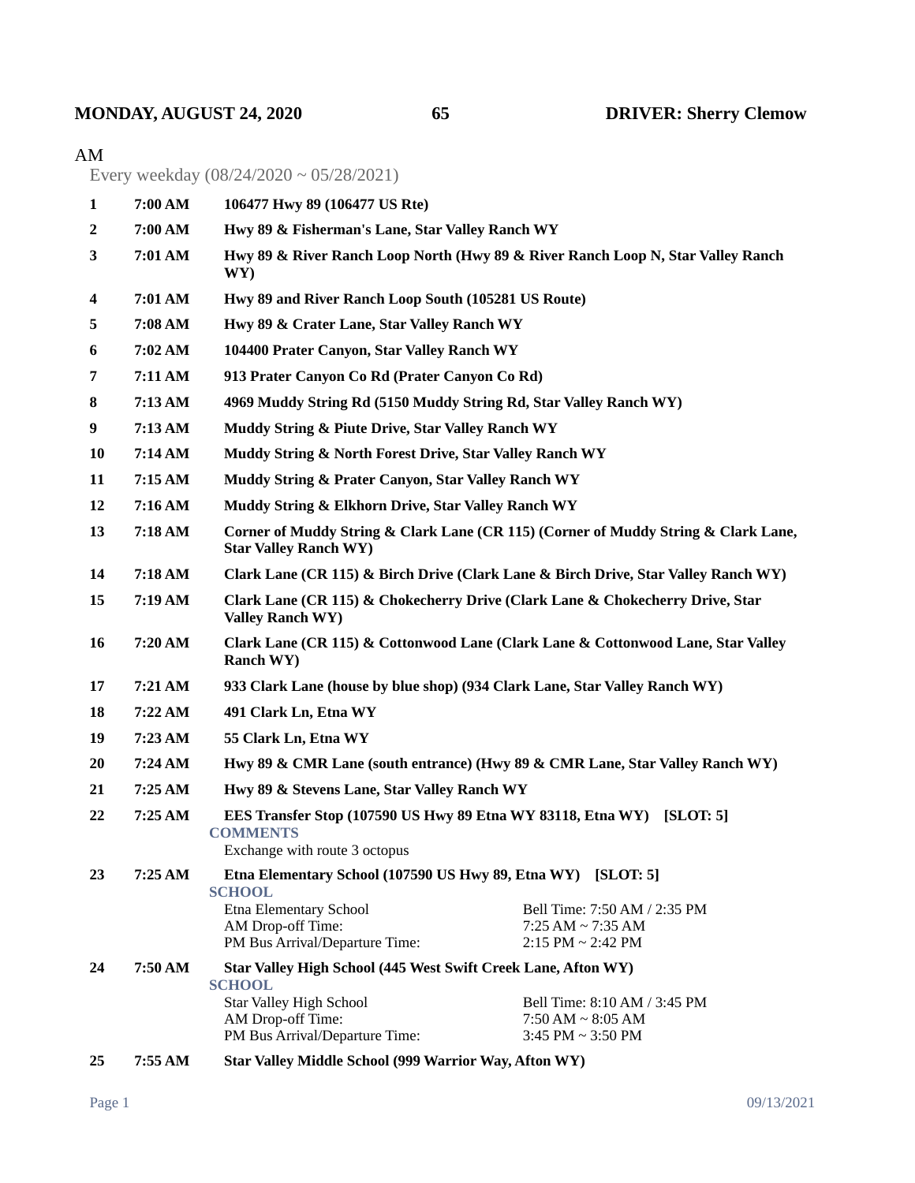**MONDAY, AUGUST 24, 2020** **65** **DRIVER: Sherry Clemow**

AM

Every weekday (08/24/2020 ~ 05/28/2021)

| # | Time | Stop |
|---|---|---|
| **1** | **7:00 AM** | **106477 Hwy 89 (106477 US Rte)** |
| **2** | **7:00 AM** | **Hwy 89 & Fisherman's Lane, Star Valley Ranch WY** |
| **3** | **7:01 AM** | **Hwy 89 & River Ranch Loop North (Hwy 89 & River Ranch Loop N, Star Valley Ranch WY)** |
| **4** | **7:01 AM** | **Hwy 89 and River Ranch Loop South (105281 US Route)** |
| **5** | **7:08 AM** | **Hwy 89 & Crater Lane, Star Valley Ranch WY** |
| **6** | **7:02 AM** | **104400 Prater Canyon, Star Valley Ranch WY** |
| **7** | **7:11 AM** | **913 Prater Canyon Co Rd (Prater Canyon Co Rd)** |
| **8** | **7:13 AM** | **4969 Muddy String Rd (5150 Muddy String Rd, Star Valley Ranch WY)** |
| **9** | **7:13 AM** | **Muddy String & Piute Drive, Star Valley Ranch WY** |
| **10** | **7:14 AM** | **Muddy String & North Forest Drive, Star Valley Ranch WY** |
| **11** | **7:15 AM** | **Muddy String & Prater Canyon, Star Valley Ranch WY** |
| **12** | **7:16 AM** | **Muddy String & Elkhorn Drive, Star Valley Ranch WY** |
| **13** | **7:18 AM** | **Corner of Muddy String & Clark Lane (CR 115) (Corner of Muddy String & Clark Lane, Star Valley Ranch WY)** |
| **14** | **7:18 AM** | **Clark Lane (CR 115) & Birch Drive (Clark Lane & Birch Drive, Star Valley Ranch WY)** |
| **15** | **7:19 AM** | **Clark Lane (CR 115) & Chokecherry Drive (Clark Lane & Chokecherry Drive, Star Valley Ranch WY)** |
| **16** | **7:20 AM** | **Clark Lane (CR 115) & Cottonwood Lane (Clark Lane & Cottonwood Lane, Star Valley Ranch WY)** |
| **17** | **7:21 AM** | **933 Clark Lane (house by blue shop) (934 Clark Lane, Star Valley Ranch WY)** |
| **18** | **7:22 AM** | **491 Clark Ln, Etna WY** |
| **19** | **7:23 AM** | **55 Clark Ln, Etna WY** |
| **20** | **7:24 AM** | **Hwy 89 & CMR Lane (south entrance) (Hwy 89 & CMR Lane, Star Valley Ranch WY)** |
| **21** | **7:25 AM** | **Hwy 89 & Stevens Lane, Star Valley Ranch WY** |
| **22** | **7:25 AM** | **EES Transfer Stop (107590 US Hwy 89 Etna WY 83118, Etna WY) [SLOT: 5]**<br>**COMMENTS**<br>Exchange with route 3 octopus |
| **23** | **7:25 AM** | **Etna Elementary School (107590 US Hwy 89, Etna WY) [SLOT: 5]**<br>**SCHOOL**<br>Etna Elementary School — Bell Time: 7:50 AM / 2:35 PM<br>AM Drop-off Time: 7:25 AM ~ 7:35 AM<br>PM Bus Arrival/Departure Time: 2:15 PM ~ 2:42 PM |
| **24** | **7:50 AM** | **Star Valley High School (445 West Swift Creek Lane, Afton WY)**<br>**SCHOOL**<br>Star Valley High School — Bell Time: 8:10 AM / 3:45 PM<br>AM Drop-off Time: 7:50 AM ~ 8:05 AM<br>PM Bus Arrival/Departure Time: 3:45 PM ~ 3:50 PM |
| **25** | **7:55 AM** | **Star Valley Middle School (999 Warrior Way, Afton WY)** |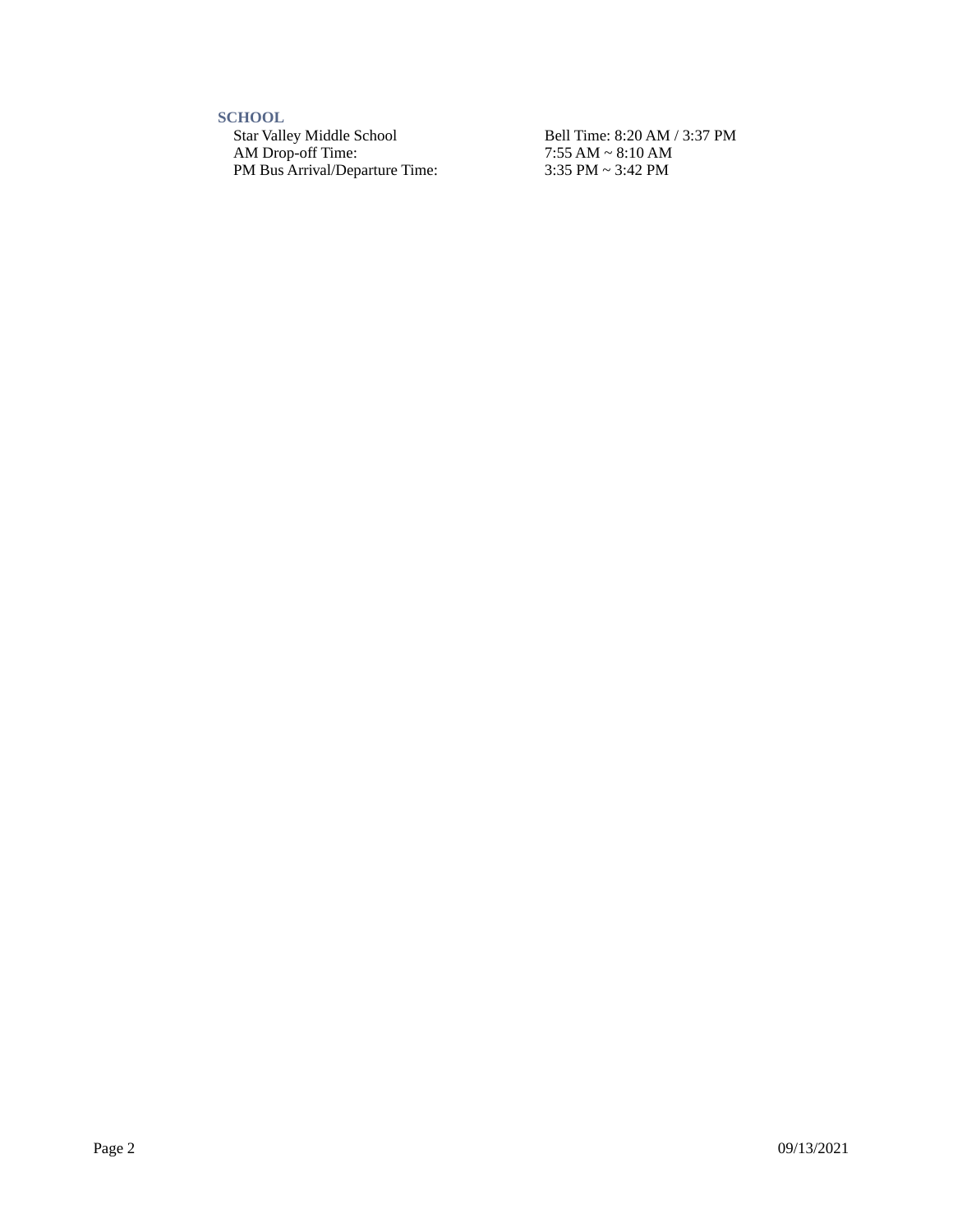### SCHOOL

| | |
|---|---|
| Star Valley Middle School | Bell Time: 8:20 AM / 3:37 PM |
| AM Drop-off Time: | 7:55 AM ~ 8:10 AM |
| PM Bus Arrival/Departure Time: | 3:35 PM ~ 3:42 PM |